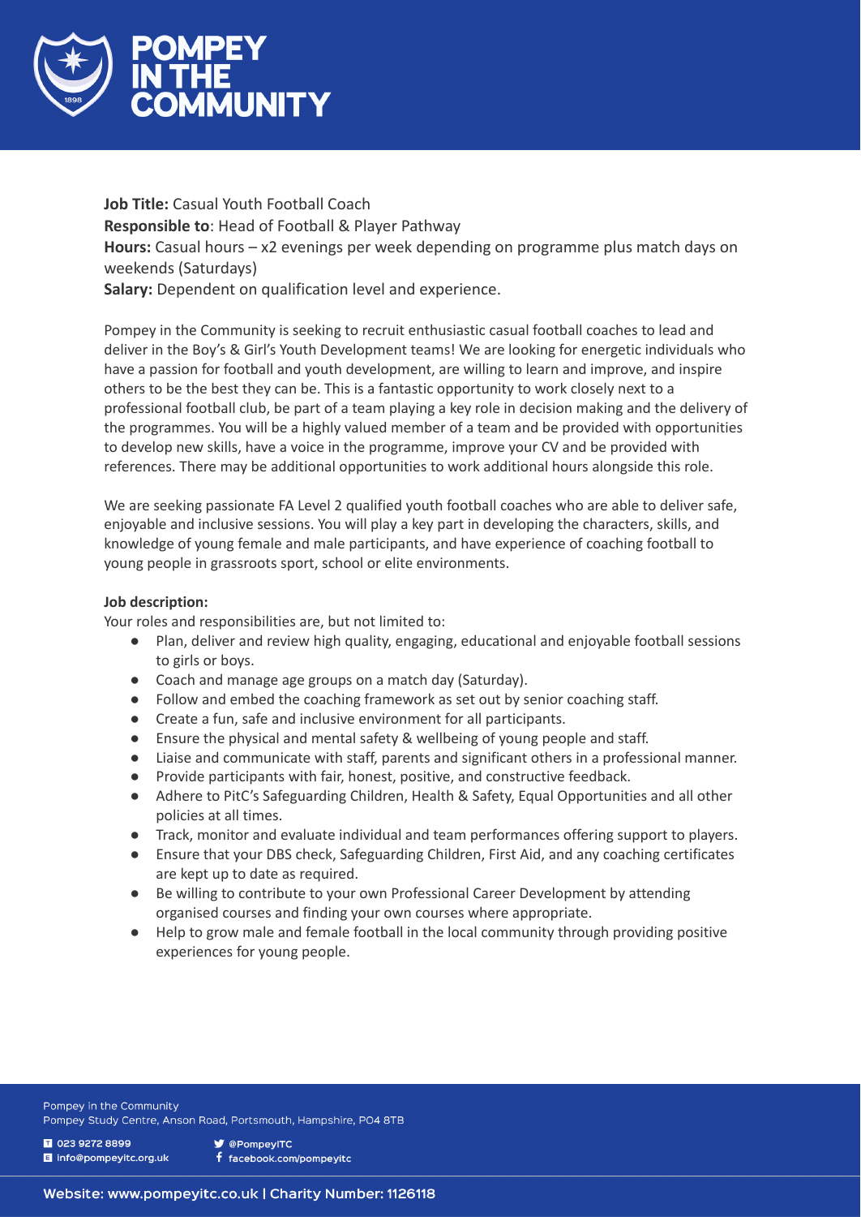# POMPEY IN THE COMMUNITY

**Job Title:** Casual Youth Football Coach
**Responsible to**: Head of Football & Player Pathway
**Hours:** Casual hours – x2 evenings per week depending on programme plus match days on weekends (Saturdays)
**Salary:** Dependent on qualification level and experience.

Pompey in the Community is seeking to recruit enthusiastic casual football coaches to lead and deliver in the Boy's & Girl's Youth Development teams! We are looking for energetic individuals who have a passion for football and youth development, are willing to learn and improve, and inspire others to be the best they can be. This is a fantastic opportunity to work closely next to a professional football club, be part of a team playing a key role in decision making and the delivery of the programmes. You will be a highly valued member of a team and be provided with opportunities to develop new skills, have a voice in the programme, improve your CV and be provided with references. There may be additional opportunities to work additional hours alongside this role.

We are seeking passionate FA Level 2 qualified youth football coaches who are able to deliver safe, enjoyable and inclusive sessions. You will play a key part in developing the characters, skills, and knowledge of young female and male participants, and have experience of coaching football to young people in grassroots sport, school or elite environments.

**Job description:**

Your roles and responsibilities are, but not limited to:

- Plan, deliver and review high quality, engaging, educational and enjoyable football sessions to girls or boys.
- Coach and manage age groups on a match day (Saturday).
- Follow and embed the coaching framework as set out by senior coaching staff.
- Create a fun, safe and inclusive environment for all participants.
- Ensure the physical and mental safety & wellbeing of young people and staff.
- Liaise and communicate with staff, parents and significant others in a professional manner.
- Provide participants with fair, honest, positive, and constructive feedback.
- Adhere to PitC's Safeguarding Children, Health & Safety, Equal Opportunities and all other policies at all times.
- Track, monitor and evaluate individual and team performances offering support to players.
- Ensure that your DBS check, Safeguarding Children, First Aid, and any coaching certificates are kept up to date as required.
- Be willing to contribute to your own Professional Career Development by attending organised courses and finding your own courses where appropriate.
- Help to grow male and female football in the local community through providing positive experiences for young people.

Pompey in the Community
Pompey Study Centre, Anson Road, Portsmouth, Hampshire, PO4 8TB

T 023 9272 8899
E info@pompeyitc.org.uk
@PompeyITC
facebook.com/pompeyitc

Website: www.pompeyitc.co.uk | Charity Number: 1126118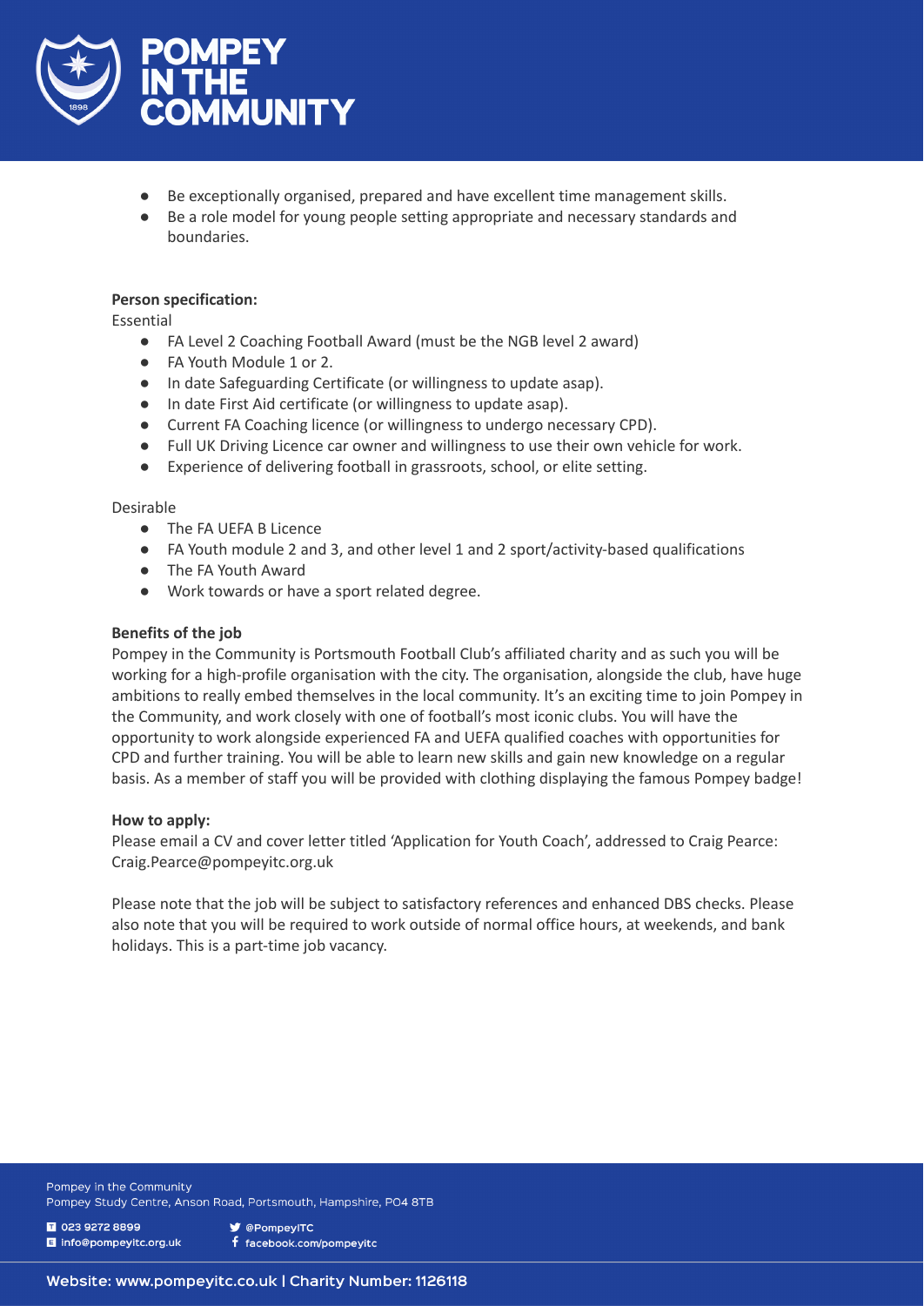- Be exceptionally organised, prepared and have excellent time management skills.
- Be a role model for young people setting appropriate and necessary standards and boundaries.

**Person specification:**

Essential

- FA Level 2 Coaching Football Award (must be the NGB level 2 award)
- FA Youth Module 1 or 2.
- In date Safeguarding Certificate (or willingness to update asap).
- In date First Aid certificate (or willingness to update asap).
- Current FA Coaching licence (or willingness to undergo necessary CPD).
- Full UK Driving Licence car owner and willingness to use their own vehicle for work.
- Experience of delivering football in grassroots, school, or elite setting.

Desirable

- The FA UEFA B Licence
- FA Youth module 2 and 3, and other level 1 and 2 sport/activity-based qualifications
- The FA Youth Award
- Work towards or have a sport related degree.

**Benefits of the job**

Pompey in the Community is Portsmouth Football Club's affiliated charity and as such you will be working for a high-profile organisation with the city. The organisation, alongside the club, have huge ambitions to really embed themselves in the local community. It's an exciting time to join Pompey in the Community, and work closely with one of football's most iconic clubs. You will have the opportunity to work alongside experienced FA and UEFA qualified coaches with opportunities for CPD and further training. You will be able to learn new skills and gain new knowledge on a regular basis. As a member of staff you will be provided with clothing displaying the famous Pompey badge!

**How to apply:**

Please email a CV and cover letter titled 'Application for Youth Coach', addressed to Craig Pearce: Craig.Pearce@pompeyitc.org.uk

Please note that the job will be subject to satisfactory references and enhanced DBS checks. Please also note that you will be required to work outside of normal office hours, at weekends, and bank holidays. This is a part-time job vacancy.